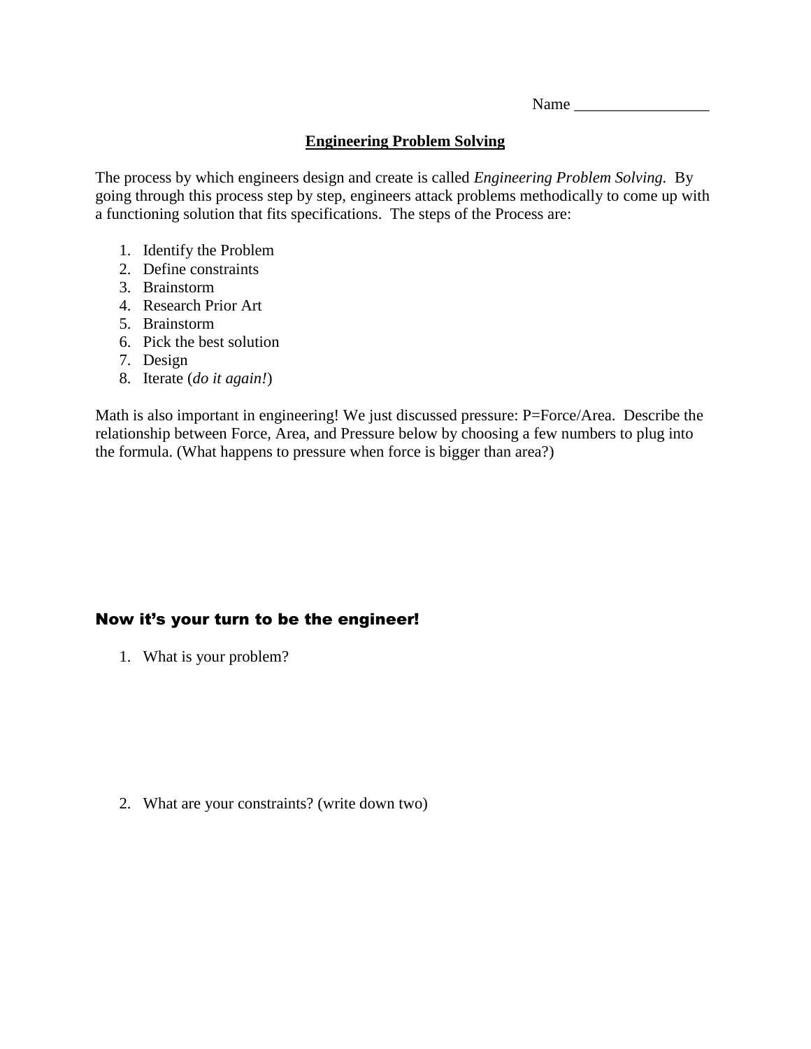Name _________________

## **Engineering Problem Solving**

The process by which engineers design and create is called *Engineering Problem Solving.* By going through this process step by step, engineers attack problems methodically to come up with a functioning solution that fits specifications. The steps of the Process are:

1. Identify the Problem
2. Define constraints
3. Brainstorm
4. Research Prior Art
5. Brainstorm
6. Pick the best solution
7. Design
8. Iterate (*do it again!*)

Math is also important in engineering! We just discussed pressure: P=Force/Area. Describe the relationship between Force, Area, and Pressure below by choosing a few numbers to plug into the formula. (What happens to pressure when force is bigger than area?)

### **Now it's your turn to be the engineer!**

1. What is your problem?

2. What are your constraints? (write down two)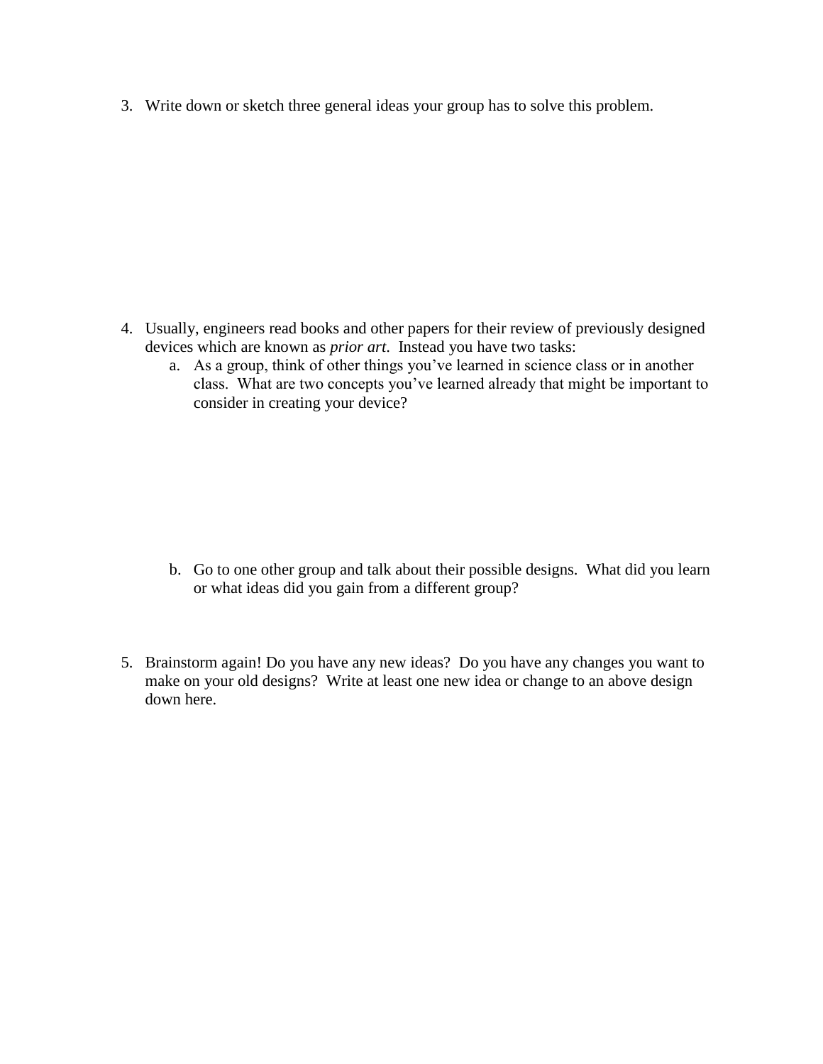3. Write down or sketch three general ideas your group has to solve this problem.

4. Usually, engineers read books and other papers for their review of previously designed devices which are known as *prior art*. Instead you have two tasks:
   a. As a group, think of other things you've learned in science class or in another class. What are two concepts you've learned already that might be important to consider in creating your device?

   b. Go to one other group and talk about their possible designs. What did you learn or what ideas did you gain from a different group?

5. Brainstorm again! Do you have any new ideas? Do you have any changes you want to make on your old designs? Write at least one new idea or change to an above design down here.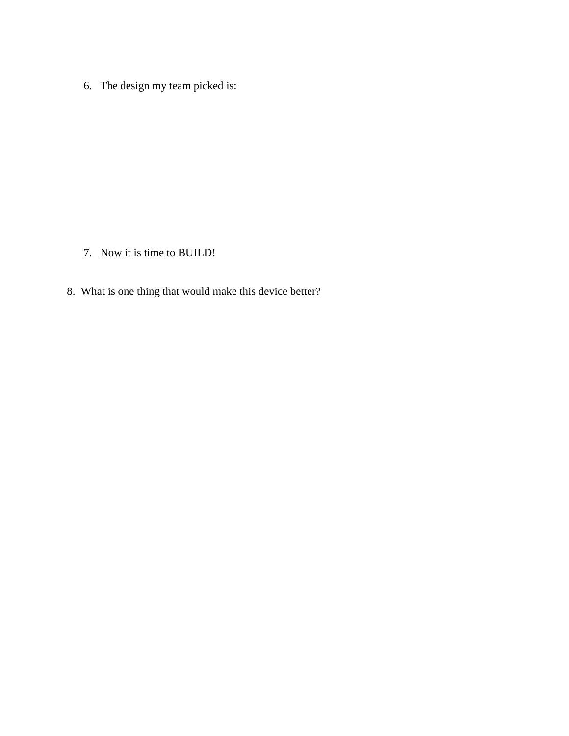6. The design my team picked is:

7. Now it is time to BUILD!

8. What is one thing that would make this device better?